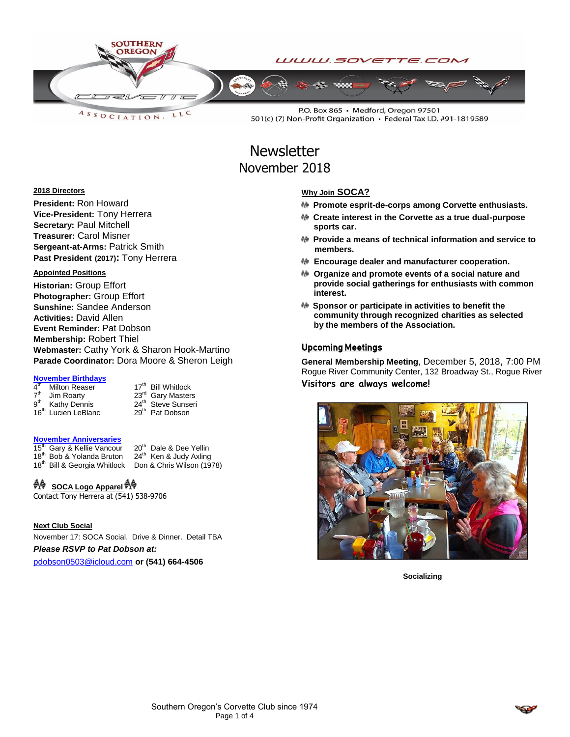SOUTHERN OREGON CORVETTE ASSOCIATION, LLC

WWW.SOVETTE.COM

P.O. Box 865 • Medford, Oregon 97501
501(c) (7) Non-Profit Organization • Federal Tax I.D. #91-1819589

# Newsletter
## November 2018

### 2018 Directors

**President:** Ron Howard
**Vice-President:** Tony Herrera
**Secretary:** Paul Mitchell
**Treasurer:** Carol Misner
**Sergeant-at-Arms:** Patrick Smith
**Past President (2017):** Tony Herrera

### Appointed Positions

**Historian:** Group Effort
**Photographer:** Group Effort
**Sunshine:** Sandee Anderson
**Activities:** David Allen
**Event Reminder:** Pat Dobson
**Membership:** Robert Thiel
**Webmaster:** Cathy York & Sharon Hook-Martino
**Parade Coordinator:** Dora Moore & Sheron Leigh

### November Birthdays

| | |
|---|---|
| 4th Milton Reaser | 17th Bill Whitlock |
| 7th Jim Roarty | 23rd Gary Masters |
| 9th Kathy Dennis | 24th Steve Sunseri |
| 16th Lucien LeBlanc | 29th Pat Dobson |

### November Anniversaries

| | |
|---|---|
| 15th Gary & Kellie Vancour | 20th Dale & Dee Yellin |
| 18th Bob & Yolanda Bruton | 24th Ken & Judy Axling |
| 18th Bill & Georgia Whitlock | Don & Chris Wilson (1978) |

### SOCA Logo Apparel

Contact Tony Herrera at (541) 538-9706

### Next Club Social

November 17: SOCA Social. Drive & Dinner. Detail TBA

***Please RSVP to Pat Dobson at:***

pdobson0503@icloud.com **or (541) 664-4506**

### Why Join SOCA?

- **Promote esprit-de-corps among Corvette enthusiasts.**
- **Create interest in the Corvette as a true dual-purpose sports car.**
- **Provide a means of technical information and service to members.**
- **Encourage dealer and manufacturer cooperation.**
- **Organize and promote events of a social nature and provide social gatherings for enthusiasts with common interest.**
- **Sponsor or participate in activities to benefit the community through recognized charities as selected by the members of the Association.**

### Upcoming Meetings

**General Membership Meeting**, December 5, 2018, 7:00 PM
Rogue River Community Center, 132 Broadway St., Rogue River

**Visitors are always welcome!**

**Socializing**

Southern Oregon's Corvette Club since 1974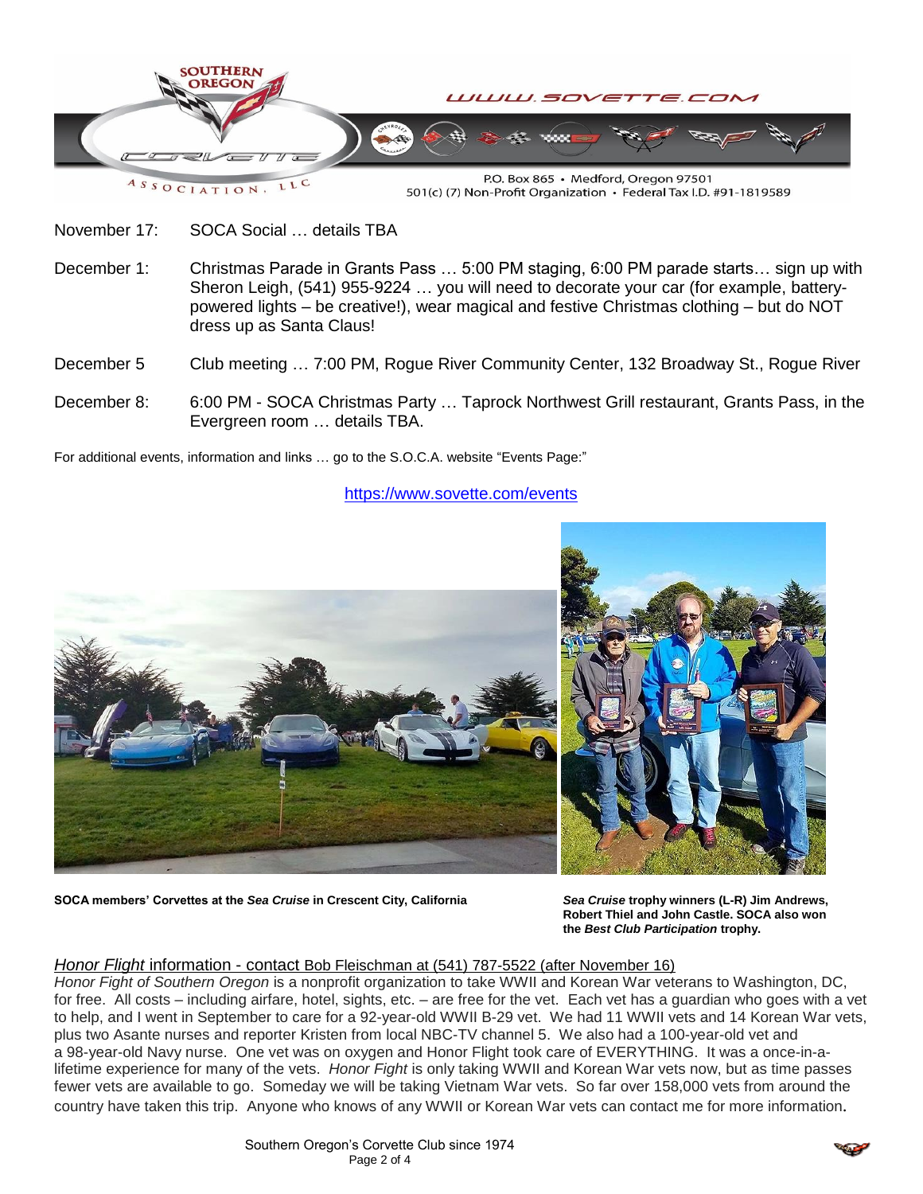November 17: SOCA Social … details TBA

December 1: Christmas Parade in Grants Pass … 5:00 PM staging, 6:00 PM parade starts… sign up with Sheron Leigh, (541) 955-9224 … you will need to decorate your car (for example, battery-powered lights – be creative!), wear magical and festive Christmas clothing – but do NOT dress up as Santa Claus!

December 5 Club meeting … 7:00 PM, Rogue River Community Center, 132 Broadway St., Rogue River

December 8: 6:00 PM - SOCA Christmas Party … Taprock Northwest Grill restaurant, Grants Pass, in the Evergreen room … details TBA.

For additional events, information and links … go to the S.O.C.A. website "Events Page:"

https://www.sovette.com/events

**SOCA members' Corvettes at the *Sea Cruise* in Crescent City, California**

***Sea Cruise* trophy winners (L-R) Jim Andrews, Robert Thiel and John Castle. SOCA also won the *Best Club Participation* trophy.**

*Honor Flight* information - contact Bob Fleischman at (541) 787-5522 (after November 16)

*Honor Fight of Southern Oregon* is a nonprofit organization to take WWII and Korean War veterans to Washington, DC, for free. All costs – including airfare, hotel, sights, etc. – are free for the vet. Each vet has a guardian who goes with a vet to help, and I went in September to care for a 92-year-old WWII B-29 vet. We had 11 WWII vets and 14 Korean War vets, plus two Asante nurses and reporter Kristen from local NBC-TV channel 5. We also had a 100-year-old vet and a 98-year-old Navy nurse. One vet was on oxygen and Honor Flight took care of EVERYTHING. It was a once-in-a-lifetime experience for many of the vets. *Honor Fight* is only taking WWII and Korean War vets now, but as time passes fewer vets are available to go. Someday we will be taking Vietnam War vets. So far over 158,000 vets from around the country have taken this trip. Anyone who knows of any WWII or Korean War vets can contact me for more information.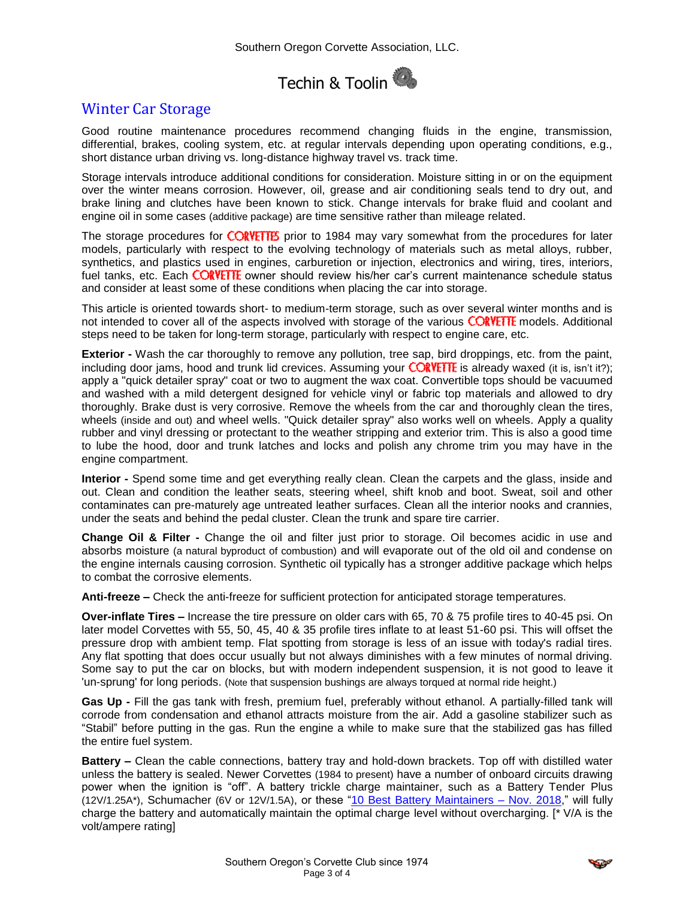# Techin & Toolin

## Winter Car Storage

Good routine maintenance procedures recommend changing fluids in the engine, transmission, differential, brakes, cooling system, etc. at regular intervals depending upon operating conditions, e.g., short distance urban driving vs. long-distance highway travel vs. track time.

Storage intervals introduce additional conditions for consideration. Moisture sitting in or on the equipment over the winter means corrosion. However, oil, grease and air conditioning seals tend to dry out, and brake lining and clutches have been known to stick. Change intervals for brake fluid and coolant and engine oil in some cases (additive package) are time sensitive rather than mileage related.

The storage procedures for CORVETTES prior to 1984 may vary somewhat from the procedures for later models, particularly with respect to the evolving technology of materials such as metal alloys, rubber, synthetics, and plastics used in engines, carburetion or injection, electronics and wiring, tires, interiors, fuel tanks, etc. Each CORVETTE owner should review his/her car's current maintenance schedule status and consider at least some of these conditions when placing the car into storage.

This article is oriented towards short- to medium-term storage, such as over several winter months and is not intended to cover all of the aspects involved with storage of the various CORVETTE models. Additional steps need to be taken for long-term storage, particularly with respect to engine care, etc.

**Exterior -** Wash the car thoroughly to remove any pollution, tree sap, bird droppings, etc. from the paint, including door jams, hood and trunk lid crevices. Assuming your CORVETTE is already waxed (it is, isn't it?); apply a "quick detailer spray" coat or two to augment the wax coat. Convertible tops should be vacuumed and washed with a mild detergent designed for vehicle vinyl or fabric top materials and allowed to dry thoroughly. Brake dust is very corrosive. Remove the wheels from the car and thoroughly clean the tires, wheels (inside and out) and wheel wells. "Quick detailer spray" also works well on wheels. Apply a quality rubber and vinyl dressing or protectant to the weather stripping and exterior trim. This is also a good time to lube the hood, door and trunk latches and locks and polish any chrome trim you may have in the engine compartment.

**Interior -** Spend some time and get everything really clean. Clean the carpets and the glass, inside and out. Clean and condition the leather seats, steering wheel, shift knob and boot. Sweat, soil and other contaminates can pre-maturely age untreated leather surfaces. Clean all the interior nooks and crannies, under the seats and behind the pedal cluster. Clean the trunk and spare tire carrier.

**Change Oil & Filter -** Change the oil and filter just prior to storage. Oil becomes acidic in use and absorbs moisture (a natural byproduct of combustion) and will evaporate out of the old oil and condense on the engine internals causing corrosion. Synthetic oil typically has a stronger additive package which helps to combat the corrosive elements.

**Anti-freeze –** Check the anti-freeze for sufficient protection for anticipated storage temperatures.

**Over-inflate Tires –** Increase the tire pressure on older cars with 65, 70 & 75 profile tires to 40-45 psi. On later model Corvettes with 55, 50, 45, 40 & 35 profile tires inflate to at least 51-60 psi. This will offset the pressure drop with ambient temp. Flat spotting from storage is less of an issue with today's radial tires. Any flat spotting that does occur usually but not always diminishes with a few minutes of normal driving. Some say to put the car on blocks, but with modern independent suspension, it is not good to leave it 'un-sprung' for long periods. (Note that suspension bushings are always torqued at normal ride height.)

**Gas Up -** Fill the gas tank with fresh, premium fuel, preferably without ethanol. A partially-filled tank will corrode from condensation and ethanol attracts moisture from the air. Add a gasoline stabilizer such as "Stabil" before putting in the gas. Run the engine a while to make sure that the stabilized gas has filled the entire fuel system.

**Battery –** Clean the cable connections, battery tray and hold-down brackets. Top off with distilled water unless the battery is sealed. Newer Corvettes (1984 to present) have a number of onboard circuits drawing power when the ignition is "off". A battery trickle charge maintainer, such as a Battery Tender Plus (12V/1.25A*), Schumacher (6V or 12V/1.5A), or these "10 Best Battery Maintainers – Nov. 2018," will fully charge the battery and automatically maintain the optimal charge level without overcharging. [* V/A is the volt/ampere rating]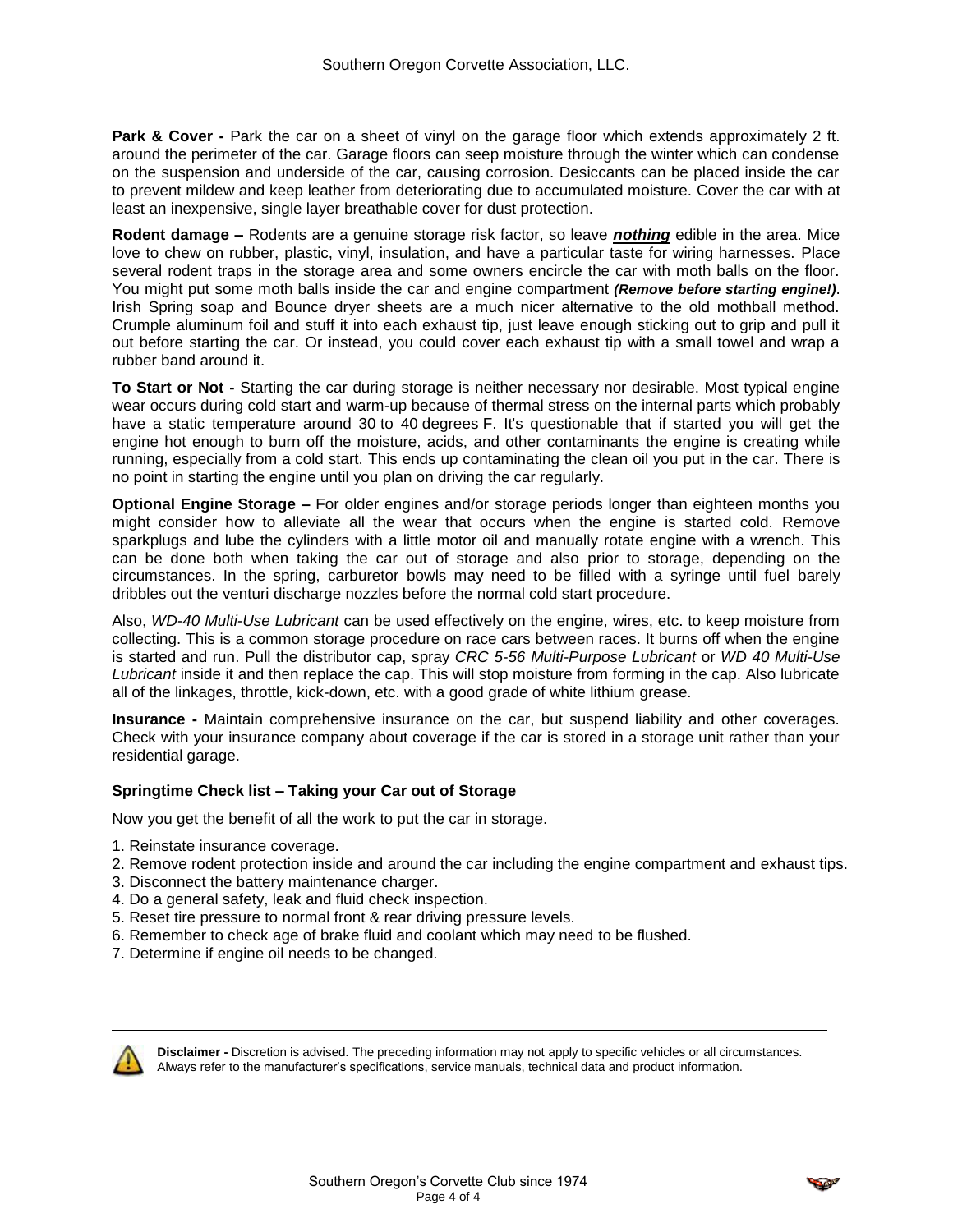**Park & Cover -** Park the car on a sheet of vinyl on the garage floor which extends approximately 2 ft. around the perimeter of the car. Garage floors can seep moisture through the winter which can condense on the suspension and underside of the car, causing corrosion. Desiccants can be placed inside the car to prevent mildew and keep leather from deteriorating due to accumulated moisture. Cover the car with at least an inexpensive, single layer breathable cover for dust protection.

**Rodent damage –** Rodents are a genuine storage risk factor, so leave ***nothing*** edible in the area. Mice love to chew on rubber, plastic, vinyl, insulation, and have a particular taste for wiring harnesses. Place several rodent traps in the storage area and some owners encircle the car with moth balls on the floor. You might put some moth balls inside the car and engine compartment ***(Remove before starting engine!)***. Irish Spring soap and Bounce dryer sheets are a much nicer alternative to the old mothball method. Crumple aluminum foil and stuff it into each exhaust tip, just leave enough sticking out to grip and pull it out before starting the car. Or instead, you could cover each exhaust tip with a small towel and wrap a rubber band around it.

**To Start or Not -** Starting the car during storage is neither necessary nor desirable. Most typical engine wear occurs during cold start and warm-up because of thermal stress on the internal parts which probably have a static temperature around 30 to 40 degrees F. It's questionable that if started you will get the engine hot enough to burn off the moisture, acids, and other contaminants the engine is creating while running, especially from a cold start. This ends up contaminating the clean oil you put in the car. There is no point in starting the engine until you plan on driving the car regularly.

**Optional Engine Storage –** For older engines and/or storage periods longer than eighteen months you might consider how to alleviate all the wear that occurs when the engine is started cold. Remove sparkplugs and lube the cylinders with a little motor oil and manually rotate engine with a wrench. This can be done both when taking the car out of storage and also prior to storage, depending on the circumstances. In the spring, carburetor bowls may need to be filled with a syringe until fuel barely dribbles out the venturi discharge nozzles before the normal cold start procedure.

Also, *WD-40 Multi-Use Lubricant* can be used effectively on the engine, wires, etc. to keep moisture from collecting. This is a common storage procedure on race cars between races. It burns off when the engine is started and run. Pull the distributor cap, spray *CRC 5-56 Multi-Purpose Lubricant* or *WD 40 Multi-Use Lubricant* inside it and then replace the cap. This will stop moisture from forming in the cap. Also lubricate all of the linkages, throttle, kick-down, etc. with a good grade of white lithium grease.

**Insurance -** Maintain comprehensive insurance on the car, but suspend liability and other coverages. Check with your insurance company about coverage if the car is stored in a storage unit rather than your residential garage.

### Springtime Check list – Taking your Car out of Storage

Now you get the benefit of all the work to put the car in storage.

1. Reinstate insurance coverage.
2. Remove rodent protection inside and around the car including the engine compartment and exhaust tips.
3. Disconnect the battery maintenance charger.
4. Do a general safety, leak and fluid check inspection.
5. Reset tire pressure to normal front & rear driving pressure levels.
6. Remember to check age of brake fluid and coolant which may need to be flushed.
7. Determine if engine oil needs to be changed.

---

**Disclaimer -** Discretion is advised. The preceding information may not apply to specific vehicles or all circumstances. Always refer to the manufacturer's specifications, service manuals, technical data and product information.